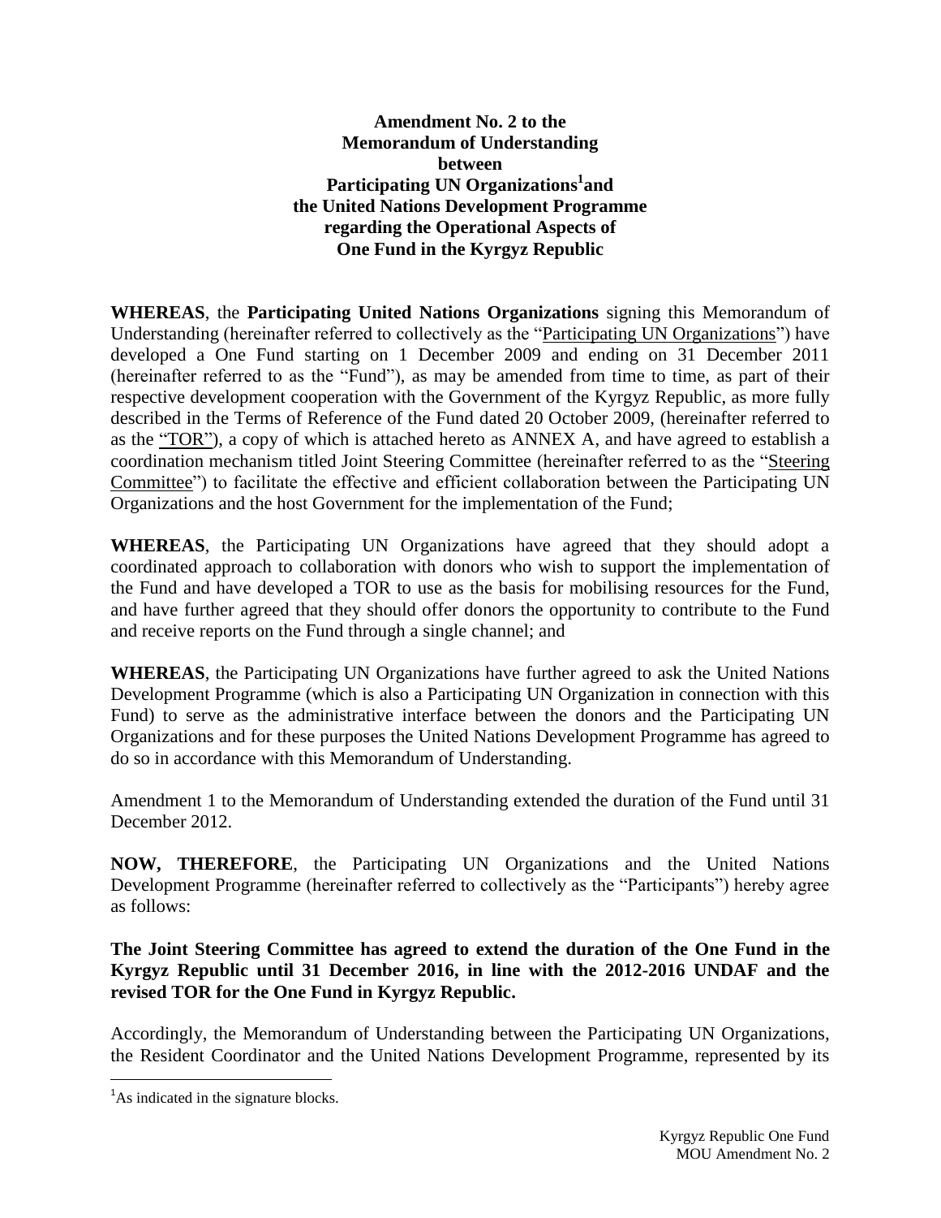**Amendment No. 2 to the Memorandum of Understanding between Participating UN Organizations[1] and the United Nations Development Programme regarding the Operational Aspects of One Fund in the Kyrgyz Republic**

**WHEREAS**, the **Participating United Nations Organizations** signing this Memorandum of Understanding (hereinafter referred to collectively as the "Participating UN Organizations") have developed a One Fund starting on 1 December 2009 and ending on 31 December 2011 (hereinafter referred to as the "Fund"), as may be amended from time to time, as part of their respective development cooperation with the Government of the Kyrgyz Republic, as more fully described in the Terms of Reference of the Fund dated 20 October 2009, (hereinafter referred to as the "TOR"), a copy of which is attached hereto as ANNEX A, and have agreed to establish a coordination mechanism titled Joint Steering Committee (hereinafter referred to as the "Steering Committee") to facilitate the effective and efficient collaboration between the Participating UN Organizations and the host Government for the implementation of the Fund;

**WHEREAS**, the Participating UN Organizations have agreed that they should adopt a coordinated approach to collaboration with donors who wish to support the implementation of the Fund and have developed a TOR to use as the basis for mobilising resources for the Fund, and have further agreed that they should offer donors the opportunity to contribute to the Fund and receive reports on the Fund through a single channel; and

**WHEREAS**, the Participating UN Organizations have further agreed to ask the United Nations Development Programme (which is also a Participating UN Organization in connection with this Fund) to serve as the administrative interface between the donors and the Participating UN Organizations and for these purposes the United Nations Development Programme has agreed to do so in accordance with this Memorandum of Understanding.

Amendment 1 to the Memorandum of Understanding extended the duration of the Fund until 31 December 2012.

**NOW, THEREFORE**, the Participating UN Organizations and the United Nations Development Programme (hereinafter referred to collectively as the "Participants") hereby agree as follows:

**The Joint Steering Committee has agreed to extend the duration of the One Fund in the Kyrgyz Republic until 31 December 2016, in line with the 2012-2016 UNDAF and the revised TOR for the One Fund in Kyrgyz Republic.**

Accordingly, the Memorandum of Understanding between the Participating UN Organizations, the Resident Coordinator and the United Nations Development Programme, represented by its

[1] As indicated in the signature blocks.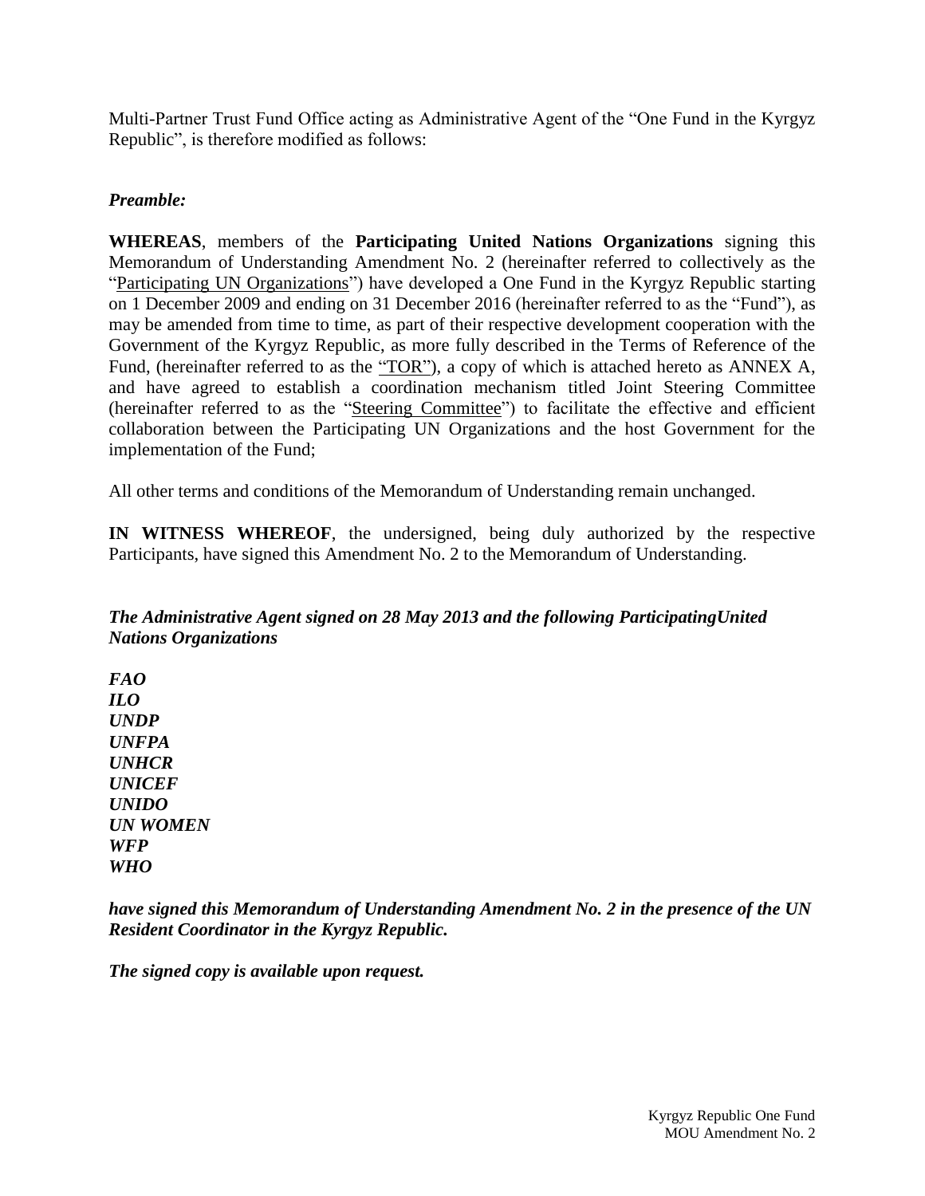Multi-Partner Trust Fund Office acting as Administrative Agent of the "One Fund in the Kyrgyz Republic", is therefore modified as follows:

***Preamble:***

**WHEREAS**, members of the **Participating United Nations Organizations** signing this Memorandum of Understanding Amendment No. 2 (hereinafter referred to collectively as the "Participating UN Organizations") have developed a One Fund in the Kyrgyz Republic starting on 1 December 2009 and ending on 31 December 2016 (hereinafter referred to as the "Fund"), as may be amended from time to time, as part of their respective development cooperation with the Government of the Kyrgyz Republic, as more fully described in the Terms of Reference of the Fund, (hereinafter referred to as the "TOR"), a copy of which is attached hereto as ANNEX A, and have agreed to establish a coordination mechanism titled Joint Steering Committee (hereinafter referred to as the "Steering Committee") to facilitate the effective and efficient collaboration between the Participating UN Organizations and the host Government for the implementation of the Fund;

All other terms and conditions of the Memorandum of Understanding remain unchanged.

**IN WITNESS WHEREOF**, the undersigned, being duly authorized by the respective Participants, have signed this Amendment No. 2 to the Memorandum of Understanding.

***The Administrative Agent signed on 28 May 2013 and the following ParticipatingUnited Nations Organizations***

***FAO***
***ILO***
***UNDP***
***UNFPA***
***UNHCR***
***UNICEF***
***UNIDO***
***UN WOMEN***
***WFP***
***WHO***

***have signed this Memorandum of Understanding Amendment No. 2 in the presence of the UN Resident Coordinator in the Kyrgyz Republic.***

***The signed copy is available upon request.***